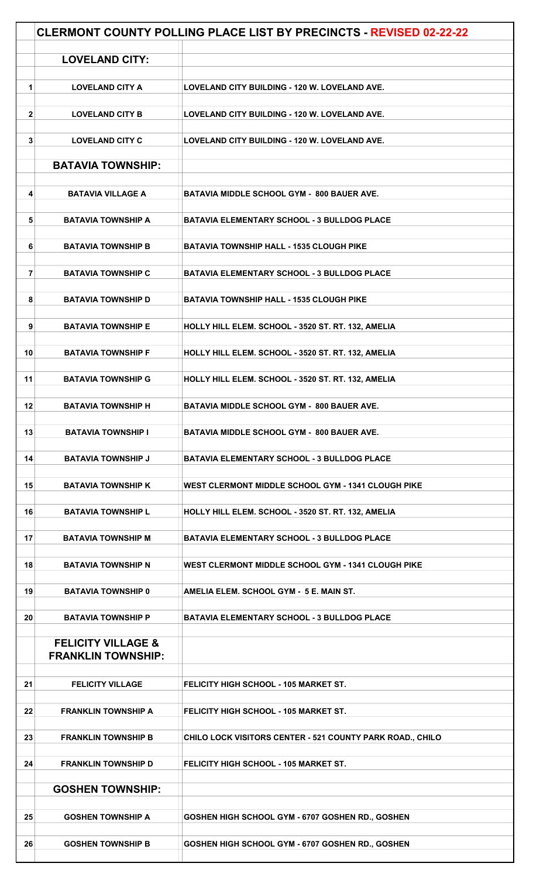# CLERMONT COUNTY POLLING PLACE LIST BY PRECINCTS - REVISED 02-22-22

| | | |
|---|---|---|
| | **LOVELAND CITY:** | |
| 1 | LOVELAND CITY A | LOVELAND CITY BUILDING - 120 W. LOVELAND AVE. |
| 2 | LOVELAND CITY B | LOVELAND CITY BUILDING - 120 W. LOVELAND AVE. |
| 3 | LOVELAND CITY C | LOVELAND CITY BUILDING - 120 W. LOVELAND AVE. |
| | **BATAVIA TOWNSHIP:** | |
| 4 | BATAVIA VILLAGE A | BATAVIA MIDDLE SCHOOL GYM - 800 BAUER AVE. |
| 5 | BATAVIA TOWNSHIP A | BATAVIA ELEMENTARY SCHOOL - 3 BULLDOG PLACE |
| 6 | BATAVIA TOWNSHIP B | BATAVIA TOWNSHIP HALL - 1535 CLOUGH PIKE |
| 7 | BATAVIA TOWNSHIP C | BATAVIA ELEMENTARY SCHOOL - 3 BULLDOG PLACE |
| 8 | BATAVIA TOWNSHIP D | BATAVIA TOWNSHIP HALL - 1535 CLOUGH PIKE |
| 9 | BATAVIA TOWNSHIP E | HOLLY HILL ELEM. SCHOOL - 3520 ST. RT. 132, AMELIA |
| 10 | BATAVIA TOWNSHIP F | HOLLY HILL ELEM. SCHOOL - 3520 ST. RT. 132, AMELIA |
| 11 | BATAVIA TOWNSHIP G | HOLLY HILL ELEM. SCHOOL - 3520 ST. RT. 132, AMELIA |
| 12 | BATAVIA TOWNSHIP H | BATAVIA MIDDLE SCHOOL GYM - 800 BAUER AVE. |
| 13 | BATAVIA TOWNSHIP I | BATAVIA MIDDLE SCHOOL GYM - 800 BAUER AVE. |
| 14 | BATAVIA TOWNSHIP J | BATAVIA ELEMENTARY SCHOOL - 3 BULLDOG PLACE |
| 15 | BATAVIA TOWNSHIP K | WEST CLERMONT MIDDLE SCHOOL GYM - 1341 CLOUGH PIKE |
| 16 | BATAVIA TOWNSHIP L | HOLLY HILL ELEM. SCHOOL - 3520 ST. RT. 132, AMELIA |
| 17 | BATAVIA TOWNSHIP M | BATAVIA ELEMENTARY SCHOOL - 3 BULLDOG PLACE |
| 18 | BATAVIA TOWNSHIP N | WEST CLERMONT MIDDLE SCHOOL GYM - 1341 CLOUGH PIKE |
| 19 | BATAVIA TOWNSHIP 0 | AMELIA ELEM. SCHOOL GYM - 5 E. MAIN ST. |
| 20 | BATAVIA TOWNSHIP P | BATAVIA ELEMENTARY SCHOOL - 3 BULLDOG PLACE |
| | **FELICITY VILLAGE & FRANKLIN TOWNSHIP:** | |
| 21 | FELICITY VILLAGE | FELICITY HIGH SCHOOL - 105 MARKET ST. |
| 22 | FRANKLIN TOWNSHIP A | FELICITY HIGH SCHOOL - 105 MARKET ST. |
| 23 | FRANKLIN TOWNSHIP B | CHILO LOCK VISITORS CENTER - 521 COUNTY PARK ROAD., CHILO |
| 24 | FRANKLIN TOWNSHIP D | FELICITY HIGH SCHOOL - 105 MARKET ST. |
| | **GOSHEN TOWNSHIP:** | |
| 25 | GOSHEN TOWNSHIP A | GOSHEN HIGH SCHOOL GYM - 6707 GOSHEN RD., GOSHEN |
| 26 | GOSHEN TOWNSHIP B | GOSHEN HIGH SCHOOL GYM - 6707 GOSHEN RD., GOSHEN |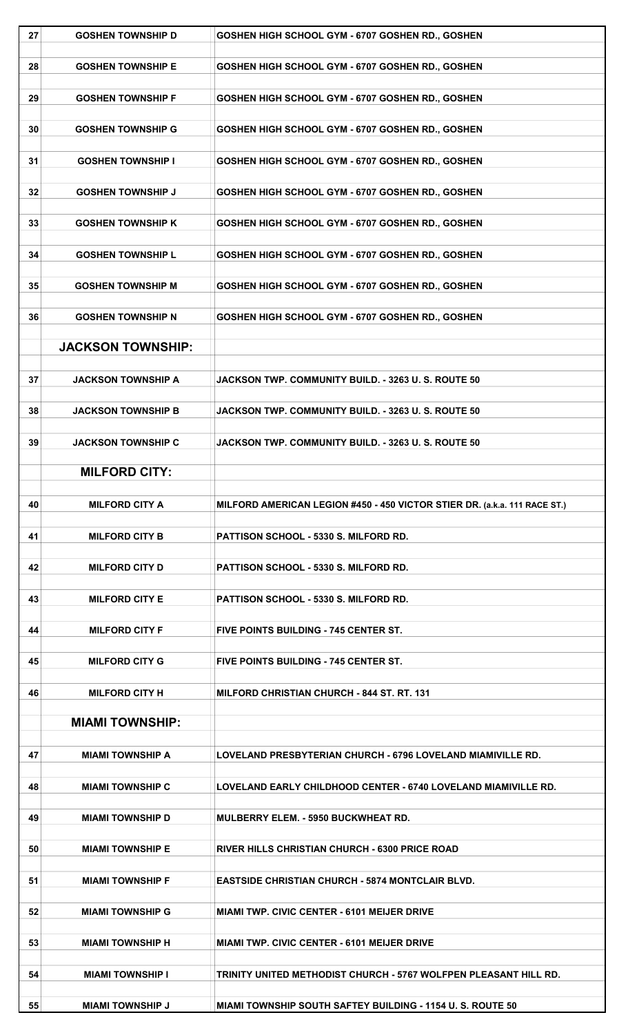| | | |
|---|---|---|
| 27 | **GOSHEN TOWNSHIP D** | **GOSHEN HIGH SCHOOL GYM - 6707 GOSHEN RD., GOSHEN** |
| 28 | **GOSHEN TOWNSHIP E** | **GOSHEN HIGH SCHOOL GYM - 6707 GOSHEN RD., GOSHEN** |
| 29 | **GOSHEN TOWNSHIP F** | **GOSHEN HIGH SCHOOL GYM - 6707 GOSHEN RD., GOSHEN** |
| 30 | **GOSHEN TOWNSHIP G** | **GOSHEN HIGH SCHOOL GYM - 6707 GOSHEN RD., GOSHEN** |
| 31 | **GOSHEN TOWNSHIP I** | **GOSHEN HIGH SCHOOL GYM - 6707 GOSHEN RD., GOSHEN** |
| 32 | **GOSHEN TOWNSHIP J** | **GOSHEN HIGH SCHOOL GYM - 6707 GOSHEN RD., GOSHEN** |
| 33 | **GOSHEN TOWNSHIP K** | **GOSHEN HIGH SCHOOL GYM - 6707 GOSHEN RD., GOSHEN** |
| 34 | **GOSHEN TOWNSHIP L** | **GOSHEN HIGH SCHOOL GYM - 6707 GOSHEN RD., GOSHEN** |
| 35 | **GOSHEN TOWNSHIP M** | **GOSHEN HIGH SCHOOL GYM - 6707 GOSHEN RD., GOSHEN** |
| 36 | **GOSHEN TOWNSHIP N** | **GOSHEN HIGH SCHOOL GYM - 6707 GOSHEN RD., GOSHEN** |
| | **JACKSON TOWNSHIP:** | |
| 37 | **JACKSON TOWNSHIP A** | **JACKSON TWP. COMMUNITY BUILD. - 3263 U. S. ROUTE 50** |
| 38 | **JACKSON TOWNSHIP B** | **JACKSON TWP. COMMUNITY BUILD. - 3263 U. S. ROUTE 50** |
| 39 | **JACKSON TOWNSHIP C** | **JACKSON TWP. COMMUNITY BUILD. - 3263 U. S. ROUTE 50** |
| | **MILFORD CITY:** | |
| 40 | **MILFORD CITY A** | **MILFORD AMERICAN LEGION #450 - 450 VICTOR STIER DR. (a.k.a. 111 RACE ST.)** |
| 41 | **MILFORD CITY B** | **PATTISON SCHOOL - 5330 S. MILFORD RD.** |
| 42 | **MILFORD CITY D** | **PATTISON SCHOOL - 5330 S. MILFORD RD.** |
| 43 | **MILFORD CITY E** | **PATTISON SCHOOL - 5330 S. MILFORD RD.** |
| 44 | **MILFORD CITY F** | **FIVE POINTS BUILDING - 745 CENTER ST.** |
| 45 | **MILFORD CITY G** | **FIVE POINTS BUILDING - 745 CENTER ST.** |
| 46 | **MILFORD CITY H** | **MILFORD CHRISTIAN CHURCH - 844 ST. RT. 131** |
| | **MIAMI TOWNSHIP:** | |
| 47 | **MIAMI TOWNSHIP A** | **LOVELAND PRESBYTERIAN CHURCH - 6796 LOVELAND MIAMIVILLE RD.** |
| 48 | **MIAMI TOWNSHIP C** | **LOVELAND EARLY CHILDHOOD CENTER - 6740 LOVELAND MIAMIVILLE RD.** |
| 49 | **MIAMI TOWNSHIP D** | **MULBERRY ELEM. - 5950 BUCKWHEAT RD.** |
| 50 | **MIAMI TOWNSHIP E** | **RIVER HILLS CHRISTIAN CHURCH - 6300 PRICE ROAD** |
| 51 | **MIAMI TOWNSHIP F** | **EASTSIDE CHRISTIAN CHURCH - 5874 MONTCLAIR BLVD.** |
| 52 | **MIAMI TOWNSHIP G** | **MIAMI TWP. CIVIC CENTER - 6101 MEIJER DRIVE** |
| 53 | **MIAMI TOWNSHIP H** | **MIAMI TWP. CIVIC CENTER - 6101 MEIJER DRIVE** |
| 54 | **MIAMI TOWNSHIP I** | **TRINITY UNITED METHODIST CHURCH - 5767 WOLFPEN PLEASANT HILL RD.** |
| 55 | **MIAMI TOWNSHIP J** | **MIAMI TOWNSHIP SOUTH SAFTEY BUILDING - 1154 U. S. ROUTE 50** |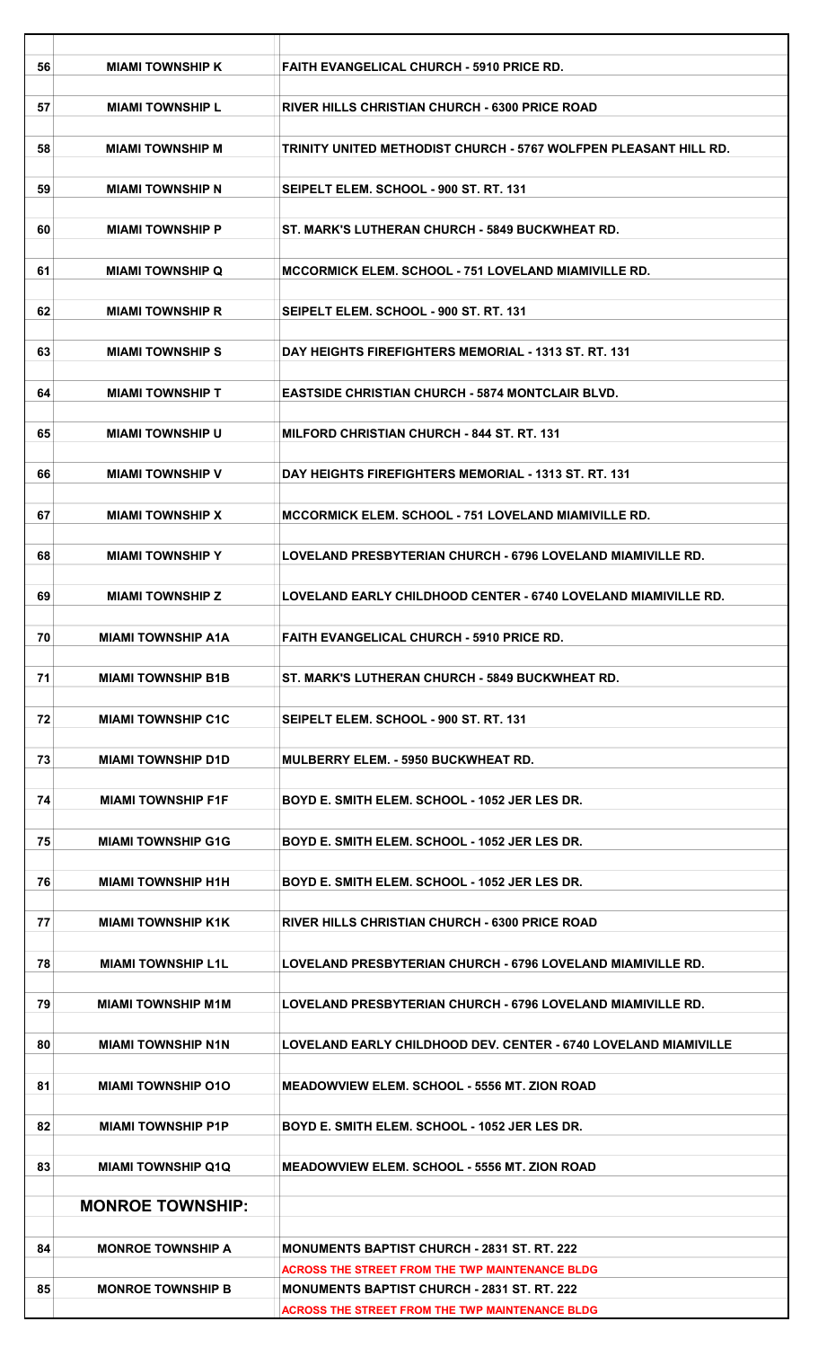| | | |
|---|---|---|
| 56 | MIAMI TOWNSHIP K | FAITH EVANGELICAL CHURCH - 5910 PRICE RD. |
| 57 | MIAMI TOWNSHIP L | RIVER HILLS CHRISTIAN CHURCH - 6300 PRICE ROAD |
| 58 | MIAMI TOWNSHIP M | TRINITY UNITED METHODIST CHURCH - 5767 WOLFPEN PLEASANT HILL RD. |
| 59 | MIAMI TOWNSHIP N | SEIPELT ELEM. SCHOOL - 900 ST. RT. 131 |
| 60 | MIAMI TOWNSHIP P | ST. MARK'S LUTHERAN CHURCH - 5849 BUCKWHEAT RD. |
| 61 | MIAMI TOWNSHIP Q | MCCORMICK ELEM. SCHOOL - 751 LOVELAND MIAMIVILLE RD. |
| 62 | MIAMI TOWNSHIP R | SEIPELT ELEM. SCHOOL - 900 ST. RT. 131 |
| 63 | MIAMI TOWNSHIP S | DAY HEIGHTS FIREFIGHTERS MEMORIAL - 1313 ST. RT. 131 |
| 64 | MIAMI TOWNSHIP T | EASTSIDE CHRISTIAN CHURCH - 5874 MONTCLAIR BLVD. |
| 65 | MIAMI TOWNSHIP U | MILFORD CHRISTIAN CHURCH - 844 ST. RT. 131 |
| 66 | MIAMI TOWNSHIP V | DAY HEIGHTS FIREFIGHTERS MEMORIAL - 1313 ST. RT. 131 |
| 67 | MIAMI TOWNSHIP X | MCCORMICK ELEM. SCHOOL - 751 LOVELAND MIAMIVILLE RD. |
| 68 | MIAMI TOWNSHIP Y | LOVELAND PRESBYTERIAN CHURCH - 6796 LOVELAND MIAMIVILLE RD. |
| 69 | MIAMI TOWNSHIP Z | LOVELAND EARLY CHILDHOOD CENTER - 6740 LOVELAND MIAMIVILLE RD. |
| 70 | MIAMI TOWNSHIP A1A | FAITH EVANGELICAL CHURCH - 5910 PRICE RD. |
| 71 | MIAMI TOWNSHIP B1B | ST. MARK'S LUTHERAN CHURCH - 5849 BUCKWHEAT RD. |
| 72 | MIAMI TOWNSHIP C1C | SEIPELT ELEM. SCHOOL - 900 ST. RT. 131 |
| 73 | MIAMI TOWNSHIP D1D | MULBERRY ELEM. - 5950 BUCKWHEAT RD. |
| 74 | MIAMI TOWNSHIP F1F | BOYD E. SMITH ELEM. SCHOOL - 1052 JER LES DR. |
| 75 | MIAMI TOWNSHIP G1G | BOYD E. SMITH ELEM. SCHOOL - 1052 JER LES DR. |
| 76 | MIAMI TOWNSHIP H1H | BOYD E. SMITH ELEM. SCHOOL - 1052 JER LES DR. |
| 77 | MIAMI TOWNSHIP K1K | RIVER HILLS CHRISTIAN CHURCH - 6300 PRICE ROAD |
| 78 | MIAMI TOWNSHIP L1L | LOVELAND PRESBYTERIAN CHURCH - 6796 LOVELAND MIAMIVILLE RD. |
| 79 | MIAMI TOWNSHIP M1M | LOVELAND PRESBYTERIAN CHURCH - 6796 LOVELAND MIAMIVILLE RD. |
| 80 | MIAMI TOWNSHIP N1N | LOVELAND EARLY CHILDHOOD DEV. CENTER - 6740 LOVELAND MIAMIVILLE |
| 81 | MIAMI TOWNSHIP O1O | MEADOWVIEW ELEM. SCHOOL - 5556 MT. ZION ROAD |
| 82 | MIAMI TOWNSHIP P1P | BOYD E. SMITH ELEM. SCHOOL - 1052 JER LES DR. |
| 83 | MIAMI TOWNSHIP Q1Q | MEADOWVIEW ELEM. SCHOOL - 5556 MT. ZION ROAD |
| | **MONROE TOWNSHIP:** | |
| 84 | MONROE TOWNSHIP A | MONUMENTS BAPTIST CHURCH - 2831 ST. RT. 222<br>ACROSS THE STREET FROM THE TWP MAINTENANCE BLDG |
| 85 | MONROE TOWNSHIP B | MONUMENTS BAPTIST CHURCH - 2831 ST. RT. 222<br>ACROSS THE STREET FROM THE TWP MAINTENANCE BLDG |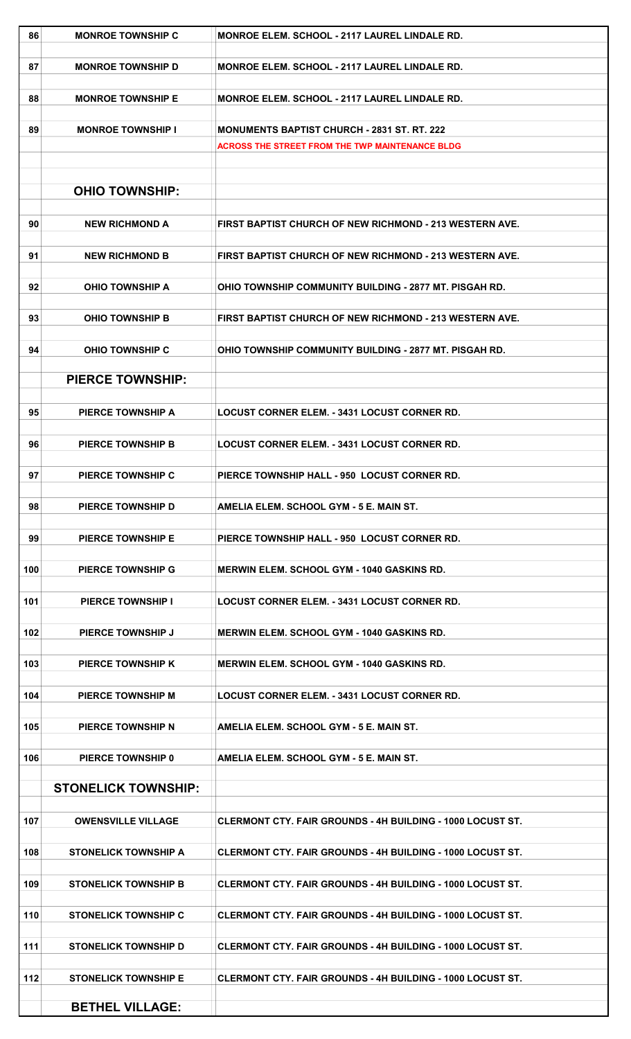| | | |
|---|---|---|
| 86 | MONROE TOWNSHIP C | MONROE ELEM. SCHOOL - 2117 LAUREL LINDALE RD. |
| 87 | MONROE TOWNSHIP D | MONROE ELEM. SCHOOL - 2117 LAUREL LINDALE RD. |
| 88 | MONROE TOWNSHIP E | MONROE ELEM. SCHOOL - 2117 LAUREL LINDALE RD. |
| 89 | MONROE TOWNSHIP I | MONUMENTS BAPTIST CHURCH - 2831 ST. RT. 222<br>ACROSS THE STREET FROM THE TWP MAINTENANCE BLDG |
| | **OHIO TOWNSHIP:** | |
| 90 | NEW RICHMOND A | FIRST BAPTIST CHURCH OF NEW RICHMOND - 213 WESTERN AVE. |
| 91 | NEW RICHMOND B | FIRST BAPTIST CHURCH OF NEW RICHMOND - 213 WESTERN AVE. |
| 92 | OHIO TOWNSHIP A | OHIO TOWNSHIP COMMUNITY BUILDING - 2877 MT. PISGAH RD. |
| 93 | OHIO TOWNSHIP B | FIRST BAPTIST CHURCH OF NEW RICHMOND - 213 WESTERN AVE. |
| 94 | OHIO TOWNSHIP C | OHIO TOWNSHIP COMMUNITY BUILDING - 2877 MT. PISGAH RD. |
| | **PIERCE TOWNSHIP:** | |
| 95 | PIERCE TOWNSHIP A | LOCUST CORNER ELEM. - 3431 LOCUST CORNER RD. |
| 96 | PIERCE TOWNSHIP B | LOCUST CORNER ELEM. - 3431 LOCUST CORNER RD. |
| 97 | PIERCE TOWNSHIP C | PIERCE TOWNSHIP HALL - 950 LOCUST CORNER RD. |
| 98 | PIERCE TOWNSHIP D | AMELIA ELEM. SCHOOL GYM - 5 E. MAIN ST. |
| 99 | PIERCE TOWNSHIP E | PIERCE TOWNSHIP HALL - 950 LOCUST CORNER RD. |
| 100 | PIERCE TOWNSHIP G | MERWIN ELEM. SCHOOL GYM - 1040 GASKINS RD. |
| 101 | PIERCE TOWNSHIP I | LOCUST CORNER ELEM. - 3431 LOCUST CORNER RD. |
| 102 | PIERCE TOWNSHIP J | MERWIN ELEM. SCHOOL GYM - 1040 GASKINS RD. |
| 103 | PIERCE TOWNSHIP K | MERWIN ELEM. SCHOOL GYM - 1040 GASKINS RD. |
| 104 | PIERCE TOWNSHIP M | LOCUST CORNER ELEM. - 3431 LOCUST CORNER RD. |
| 105 | PIERCE TOWNSHIP N | AMELIA ELEM. SCHOOL GYM - 5 E. MAIN ST. |
| 106 | PIERCE TOWNSHIP 0 | AMELIA ELEM. SCHOOL GYM - 5 E. MAIN ST. |
| | **STONELICK TOWNSHIP:** | |
| 107 | OWENSVILLE VILLAGE | CLERMONT CTY. FAIR GROUNDS - 4H BUILDING - 1000 LOCUST ST. |
| 108 | STONELICK TOWNSHIP A | CLERMONT CTY. FAIR GROUNDS - 4H BUILDING - 1000 LOCUST ST. |
| 109 | STONELICK TOWNSHIP B | CLERMONT CTY. FAIR GROUNDS - 4H BUILDING - 1000 LOCUST ST. |
| 110 | STONELICK TOWNSHIP C | CLERMONT CTY. FAIR GROUNDS - 4H BUILDING - 1000 LOCUST ST. |
| 111 | STONELICK TOWNSHIP D | CLERMONT CTY. FAIR GROUNDS - 4H BUILDING - 1000 LOCUST ST. |
| 112 | STONELICK TOWNSHIP E | CLERMONT CTY. FAIR GROUNDS - 4H BUILDING - 1000 LOCUST ST. |
| | **BETHEL VILLAGE:** | |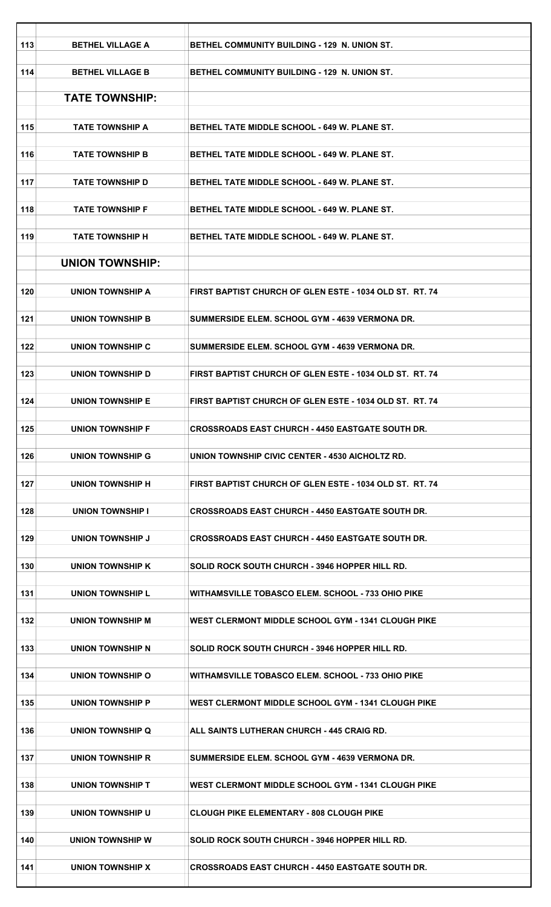| | | |
|---|---|---|
| 113 | BETHEL VILLAGE A | BETHEL COMMUNITY BUILDING - 129 N. UNION ST. |
| 114 | BETHEL VILLAGE B | BETHEL COMMUNITY BUILDING - 129 N. UNION ST. |
| | **TATE TOWNSHIP:** | |
| 115 | TATE TOWNSHIP A | BETHEL TATE MIDDLE SCHOOL - 649 W. PLANE ST. |
| 116 | TATE TOWNSHIP B | BETHEL TATE MIDDLE SCHOOL - 649 W. PLANE ST. |
| 117 | TATE TOWNSHIP D | BETHEL TATE MIDDLE SCHOOL - 649 W. PLANE ST. |
| 118 | TATE TOWNSHIP F | BETHEL TATE MIDDLE SCHOOL - 649 W. PLANE ST. |
| 119 | TATE TOWNSHIP H | BETHEL TATE MIDDLE SCHOOL - 649 W. PLANE ST. |
| | **UNION TOWNSHIP:** | |
| 120 | UNION TOWNSHIP A | FIRST BAPTIST CHURCH OF GLEN ESTE - 1034 OLD ST. RT. 74 |
| 121 | UNION TOWNSHIP B | SUMMERSIDE ELEM. SCHOOL GYM - 4639 VERMONA DR. |
| 122 | UNION TOWNSHIP C | SUMMERSIDE ELEM. SCHOOL GYM - 4639 VERMONA DR. |
| 123 | UNION TOWNSHIP D | FIRST BAPTIST CHURCH OF GLEN ESTE - 1034 OLD ST. RT. 74 |
| 124 | UNION TOWNSHIP E | FIRST BAPTIST CHURCH OF GLEN ESTE - 1034 OLD ST. RT. 74 |
| 125 | UNION TOWNSHIP F | CROSSROADS EAST CHURCH - 4450 EASTGATE SOUTH DR. |
| 126 | UNION TOWNSHIP G | UNION TOWNSHIP CIVIC CENTER - 4530 AICHOLTZ RD. |
| 127 | UNION TOWNSHIP H | FIRST BAPTIST CHURCH OF GLEN ESTE - 1034 OLD ST. RT. 74 |
| 128 | UNION TOWNSHIP I | CROSSROADS EAST CHURCH - 4450 EASTGATE SOUTH DR. |
| 129 | UNION TOWNSHIP J | CROSSROADS EAST CHURCH - 4450 EASTGATE SOUTH DR. |
| 130 | UNION TOWNSHIP K | SOLID ROCK SOUTH CHURCH - 3946 HOPPER HILL RD. |
| 131 | UNION TOWNSHIP L | WITHAMSVILLE TOBASCO ELEM. SCHOOL - 733 OHIO PIKE |
| 132 | UNION TOWNSHIP M | WEST CLERMONT MIDDLE SCHOOL GYM - 1341 CLOUGH PIKE |
| 133 | UNION TOWNSHIP N | SOLID ROCK SOUTH CHURCH - 3946 HOPPER HILL RD. |
| 134 | UNION TOWNSHIP O | WITHAMSVILLE TOBASCO ELEM. SCHOOL - 733 OHIO PIKE |
| 135 | UNION TOWNSHIP P | WEST CLERMONT MIDDLE SCHOOL GYM - 1341 CLOUGH PIKE |
| 136 | UNION TOWNSHIP Q | ALL SAINTS LUTHERAN CHURCH - 445 CRAIG RD. |
| 137 | UNION TOWNSHIP R | SUMMERSIDE ELEM. SCHOOL GYM - 4639 VERMONA DR. |
| 138 | UNION TOWNSHIP T | WEST CLERMONT MIDDLE SCHOOL GYM - 1341 CLOUGH PIKE |
| 139 | UNION TOWNSHIP U | CLOUGH PIKE ELEMENTARY - 808 CLOUGH PIKE |
| 140 | UNION TOWNSHIP W | SOLID ROCK SOUTH CHURCH - 3946 HOPPER HILL RD. |
| 141 | UNION TOWNSHIP X | CROSSROADS EAST CHURCH - 4450 EASTGATE SOUTH DR. |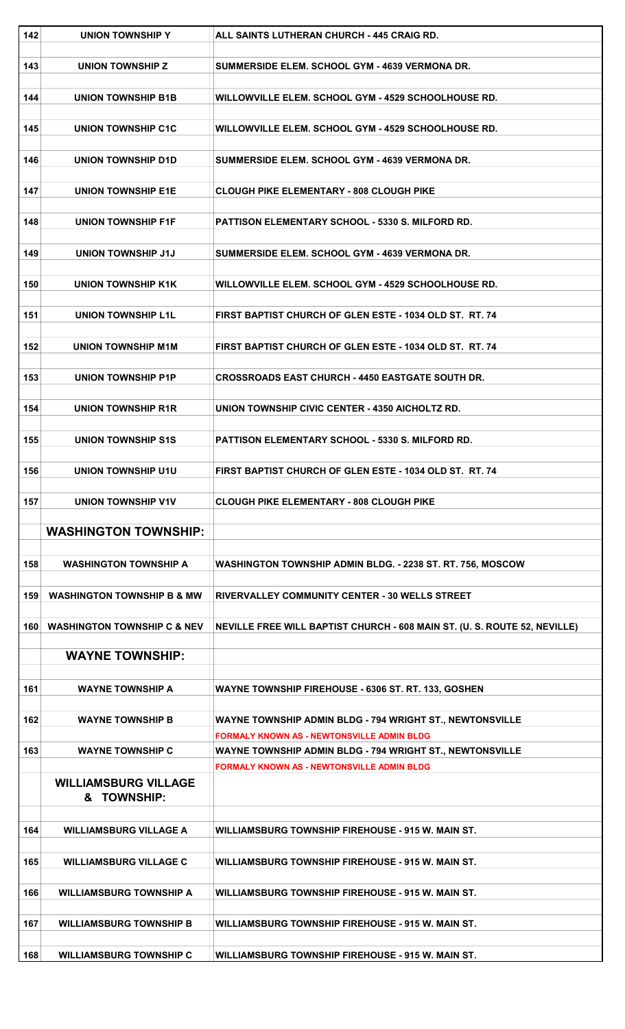| | | |
|---|---|---|
| 142 | UNION TOWNSHIP Y | ALL SAINTS LUTHERAN CHURCH - 445 CRAIG RD. |
| 143 | UNION TOWNSHIP Z | SUMMERSIDE ELEM. SCHOOL GYM - 4639 VERMONA DR. |
| 144 | UNION TOWNSHIP B1B | WILLOWVILLE ELEM. SCHOOL GYM - 4529 SCHOOLHOUSE RD. |
| 145 | UNION TOWNSHIP C1C | WILLOWVILLE ELEM. SCHOOL GYM - 4529 SCHOOLHOUSE RD. |
| 146 | UNION TOWNSHIP D1D | SUMMERSIDE ELEM. SCHOOL GYM - 4639 VERMONA DR. |
| 147 | UNION TOWNSHIP E1E | CLOUGH PIKE ELEMENTARY - 808 CLOUGH PIKE |
| 148 | UNION TOWNSHIP F1F | PATTISON ELEMENTARY SCHOOL - 5330 S. MILFORD RD. |
| 149 | UNION TOWNSHIP J1J | SUMMERSIDE ELEM. SCHOOL GYM - 4639 VERMONA DR. |
| 150 | UNION TOWNSHIP K1K | WILLOWVILLE ELEM. SCHOOL GYM - 4529 SCHOOLHOUSE RD. |
| 151 | UNION TOWNSHIP L1L | FIRST BAPTIST CHURCH OF GLEN ESTE - 1034 OLD ST. RT. 74 |
| 152 | UNION TOWNSHIP M1M | FIRST BAPTIST CHURCH OF GLEN ESTE - 1034 OLD ST. RT. 74 |
| 153 | UNION TOWNSHIP P1P | CROSSROADS EAST CHURCH - 4450 EASTGATE SOUTH DR. |
| 154 | UNION TOWNSHIP R1R | UNION TOWNSHIP CIVIC CENTER - 4350 AICHOLTZ RD. |
| 155 | UNION TOWNSHIP S1S | PATTISON ELEMENTARY SCHOOL - 5330 S. MILFORD RD. |
| 156 | UNION TOWNSHIP U1U | FIRST BAPTIST CHURCH OF GLEN ESTE - 1034 OLD ST. RT. 74 |
| 157 | UNION TOWNSHIP V1V | CLOUGH PIKE ELEMENTARY - 808 CLOUGH PIKE |
| | **WASHINGTON TOWNSHIP:** | |
| 158 | WASHINGTON TOWNSHIP A | WASHINGTON TOWNSHIP ADMIN BLDG. - 2238 ST. RT. 756, MOSCOW |
| 159 | WASHINGTON TOWNSHIP B & MW | RIVERVALLEY COMMUNITY CENTER - 30 WELLS STREET |
| 160 | WASHINGTON TOWNSHIP C & NEV | NEVILLE FREE WILL BAPTIST CHURCH - 608 MAIN ST. (U. S. ROUTE 52, NEVILLE) |
| | **WAYNE TOWNSHIP:** | |
| 161 | WAYNE TOWNSHIP A | WAYNE TOWNSHIP FIREHOUSE - 6306 ST. RT. 133, GOSHEN |
| 162 | WAYNE TOWNSHIP B | WAYNE TOWNSHIP ADMIN BLDG - 794 WRIGHT ST., NEWTONSVILLE<br>FORMALY KNOWN AS - NEWTONSVILLE ADMIN BLDG |
| 163 | WAYNE TOWNSHIP C | WAYNE TOWNSHIP ADMIN BLDG - 794 WRIGHT ST., NEWTONSVILLE<br>FORMALY KNOWN AS - NEWTONSVILLE ADMIN BLDG |
| | **WILLIAMSBURG VILLAGE & TOWNSHIP:** | |
| 164 | WILLIAMSBURG VILLAGE A | WILLIAMSBURG TOWNSHIP FIREHOUSE - 915 W. MAIN ST. |
| 165 | WILLIAMSBURG VILLAGE C | WILLIAMSBURG TOWNSHIP FIREHOUSE - 915 W. MAIN ST. |
| 166 | WILLIAMSBURG TOWNSHIP A | WILLIAMSBURG TOWNSHIP FIREHOUSE - 915 W. MAIN ST. |
| 167 | WILLIAMSBURG TOWNSHIP B | WILLIAMSBURG TOWNSHIP FIREHOUSE - 915 W. MAIN ST. |
| 168 | WILLIAMSBURG TOWNSHIP C | WILLIAMSBURG TOWNSHIP FIREHOUSE - 915 W. MAIN ST. |